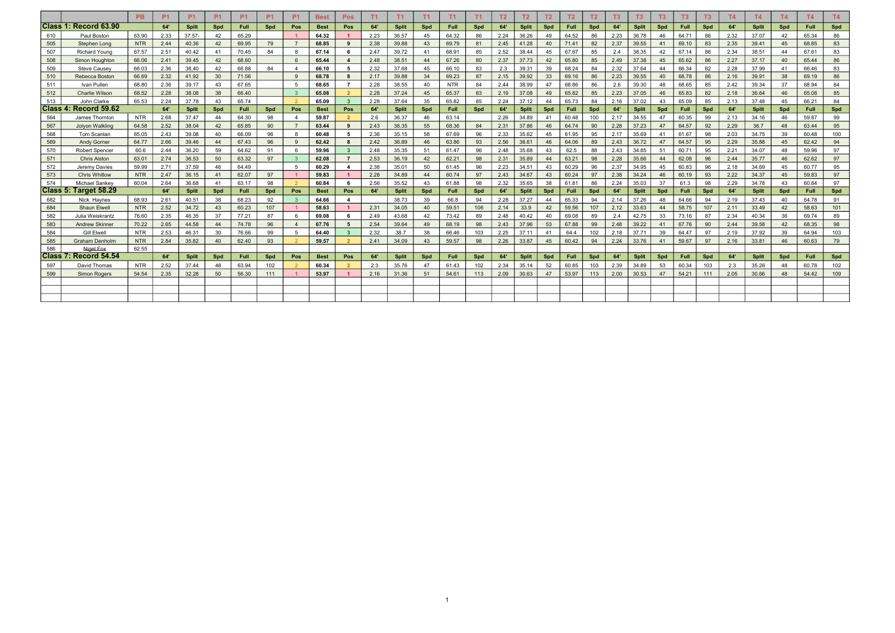|  |  | PB | P1 | P1 | P1 | P1 | P1 | P1 | Best | Pos | T1 | T1 | T1 | T1 | T1 | T2 | T2 | T2 | T2 | T2 | T3 | T3 | T3 | T3 | T3 | T4 | T4 | T4 | T4 | T4 |
|---|---|---|---|---|---|---|---|---|---|---|---|---|---|---|---|---|---|---|---|---|---|---|---|---|---|---|---|---|---|---|
| **Class 1: Record 63.90** |  |  | 64' | Split | Spd | Full | Spd | Pos | Best | Pos | 64' | Split | Spd | Full | Spd | 64' | Split | Spd | Full | Spd | 64' | Split | Spd | Full | Spd | 64' | Split | Spd | Full | Spd |
| 610 | Paul Boston | 63.90 | 2.33 | 37.57- | 42 | 65.29 |  | 1 | 64.32 | 1 | 2.23 | 36.57 | 45 | 64.32 | 86 | 2.24 | 36.26 | 49 | 64.52 | 86 | 2.23 | 36.78 | 46 | 64.71 | 86 | 2.32 | 37.07 | 42 | 65.34 | 86 |
| 505 | Stephen Long | NTR | 2.44 | 40.36 | 42 | 69.95 | 79 | 7 | 68.85 | 9 | 2.38 | 39.88 | 43 | 69.79 | 81 | 2.45 | 41.28 | 40 | 71.41 | 82 | 2.37 | 39.55 | 41 | 69.10 | 83 | 2.35 | 39.41 | 45 | 68.85 | 83 |
| 507 | Richard Young | 67.57 | 2.51 | 40.42 | 41 | 70.45 | 84 | 8 | 67.14 | 6 | 2.47 | 39.72 | 41 | 68.91 | 85 | 2.52 | 38.44 | 45 | 67.67 | 85 | 2.4 | 38.35 | 42 | 67.14 | 86 | 2.34 | 38.51 | 44 | 67.61 | 83 |
| 508 | Simon Houghton | 66.06 | 2.41 | 39.45 | 42 | 68.60 |  | 6 | 65.44 | 4 | 2.48 | 38.51 | 44 | 67.26 | 80 | 2.37 | 37.73 | 42 | 65.80 | 85 | 2.49 | 37.38 | 45 | 65.62 | 86 | 2.27 | 37.17 | 40 | 65.44 | 86 |
| 509 | Steve Causey | 66.03 | 2.36 | 38.40 | 42 | 66.88 | 84 | 4 | 66.10 | 5 | 2.32 | 37.68 | 45 | 66.10 | 83 | 2.3 | 39.31 | 39 | 68.24 | 84 | 2.32 | 37.64 | 44 | 66.34 | 82 | 2.28 | 37.99 | 41 | 66.46 | 83 |
| 510 | Rebecca Boston | 66.69 | 2.32 | 41.92 | 30 | 71.56 |  | 9 | 68.78 | 8 | 2.17 | 39.88 | 34 | 69.23 | 87 | 2.15 | 39.92 | 33 | 69.16 | 86 | 2.23 | 39.55 | 40 | 68.78 | 86 | 2.16 | 39.91 | 38 | 69.19 | 86 |
| 511 | Ivan Pullen | 68.80 | 2.36 | 39.17 | 43 | 67.65 |  | 5 | 68.65 | 7 | 2.28 | 38.55 | 40 | NTR | 84 | 2.44 | 38.99 | 47 | 68.86 | 86 | 2.6 | 39.30 | 48 | 68.65 | 85 | 2.42 | 39.34 | 37 | 68.94 | 84 |
| 512 | Charlie Wilson | 68.52 | 2.28 | 38.08 | 38 | 66.40 |  | 3 | 65.08 | 2 | 2.28 | 37.24 | 45 | 65.37 | 83 | 2.19 | 37.08 | 49 | 65.82 | 85 | 2.23 | 37.05 | 46 | 65.83 | 82 | 2.18 | 36.64 | 46 | 65.08 | 85 |
| 513 | John Clarke | 65.53 | 2.24 | 37.78 | 43 | 65.74 |  | 2 | 65.09 | 3 | 2.28 | 37.64 | 35 | 65.82 | 85 | 2.24 | 37.12 | 44 | 65.73 | 84 | 2.16 | 37.02 | 43 | 65.09 | 85 | 2.13 | 37.48 | 45 | 66.21 | 84 |
| **Class 4: Record 59.62** |  |  | 64' | Split | Spd | Full | Spd | Pos | Best | Pos | 64' | Split | Spd | Full | Spd | 64' | Split | Spd | Full | Spd | 64' | Split | Spd | Full | Spd | 64' | Split | Spd | Full | Spd |
| 564 | James Thornton | NTR | 2.68 | 37.47 | 44 | 64.30 | 98 | 4 | 59.87 | 2 | 2.6 | 36.37 | 46 | 63.14 |  | 2.26 | 34.89 | 41 | 60.48 | 100 | 2.17 | 34.55 | 47 | 60.35 | 99 | 2.13 | 34.16 | 46 | 59.87 | 99 |
| 567 | Jolyon Walkling | 64.58 | 2.52 | 38.04 | 42 | 65.85 | 90 | 7 | 63.44 | 9 | 2.43 | 36.35 | 55 | 68.36 | 84 | 2.31 | 37.86 | 46 | 64.74 | 90 | 2.28 | 37.23 | 47 | 64.57 | 92 | 2.29 | 36.7 | 48 | 63.44 | 95 |
| 568 | Tom Scanlan | 65.05 | 2.43 | 39.08 | 40 | 66.09 | 96 | 8 | 60.48 | 5 | 2.36 | 35.15 | 58 | 67.69 | 96 | 2.33 | 35.62 | 45 | 61.95 | 95 | 2.17 | 35.69 | 41 | 61.67 | 98 | 2.03 | 34.75 | 39 | 60.48 | 100 |
| 569 | Andy Gorner | 64.77 | 2.66 | 39.46 | 44 | 67.43 | 96 | 9 | 62.42 | 8 | 2.42 | 36.89 | 46 | 63.86 | 93 | 2.56 | 36.61 | 46 | 64.06 | 89 | 2.43 | 36.72 | 47 | 64.57 | 95 | 2.29 | 35.88 | 45 | 62.42 | 94 |
| 570 | Robert Spencer | 60.6 | 2.44 | 36.20 | 59 | 64.62 | 91 | 6 | 59.96 | 3 | 2.48 | 35.35 | 51 | 61.47 | 96 | 2.48 | 35.68 | 43 | 62.5 | 88 | 2.43 | 34.85 | 51 | 60.71 | 95 | 2.21 | 34.07 | 48 | 59.96 | 97 |
| 571 | Chris Alston | 63.01 | 2.74 | 36.53 | 50 | 63.32 | 97 | 3 | 62.08 | 7 | 2.53 | 36.19 | 42 | 62.21 | 98 | 2.31 | 35.89 | 44 | 63.21 | 98 | 2.28 | 35.66 | 44 | 62.08 | 96 | 2.44 | 35.77 | 46 | 62.62 | 97 |
| 572 | Jeremy Davies | 59.99 | 2.71 | 37.59 | 46 | 64.49 |  | 5 | 60.29 | 4 | 2.38 | 35.01 | 50 | 61.45 | 96 | 2.23 | 34.51 | 43 | 60.29 | 96 | 2.37 | 34.95 | 45 | 60.83 | 96 | 2.18 | 34.69 | 45 | 60.77 | 95 |
| 573 | Chris Whitlow | NTR | 2.47 | 36.15 | 41 | 62.07 | 97 | 1 | 59.83 | 1 | 2.28 | 34.89 | 44 | 60.74 | 97 | 2.43 | 34.67 | 43 | 60.24 | 97 | 2.38 | 34.24 | 46 | 60.19 | 93 | 2.22 | 34.37 | 45 | 59.83 | 97 |
| 574 | Michael Sankey | 60.04 | 2.64 | 36.68 | 41 | 63.17 | 98 | 2 | 60.84 | 6 | 2.56 | 35.52 | 43 | 61.88 | 98 | 2.32 | 35.65 | 38 | 61.81 | 86 | 2.24 | 35.03 | 37 | 61.3 | 98 | 2.29 | 34.78 | 43 | 60.84 | 97 |
| **Class 5: Target 58.29** |  |  | 64' | Split | Spd | Full | Spd | Pos | Best | Pos | 64' | Split | Spd | Full | Spd | 64' | Split | Spd | Full | Spd | 64' | Split | Spd | Full | Spd | 64' | Split | Spd | Full | Spd |
| 682 | Nick Haynes | 68.93 | 2.61 | 40.51 | 38 | 68.23 | 92 | 3 | 64.66 | 4 |  | 38.73 | 39 | 66.8 | 94 | 2.28 | 37.27 | 44 | 65.33 | 94 | 2.14 | 37.26 | 48 | 64.66 | 94 | 2.19 | 37.43 | 40 | 64.78 | 91 |
| 684 | Shaun Elwell | NTR | 2.52 | 34.72 | 43 | 60.23 | 107 | 1 | 58.63 | 1 | 2.31 | 34.05 | 40 | 59.51 | 106 | 2.14 | 33.9 | 42 | 59.56 | 107 | 2.12 | 33.63 | 44 | 58.75 | 107 | 2.11 | 33.49 | 42 | 58.63 | 101 |
| 582 | Julia Weiskrantz | 76.60 | 2.35 | 46.35 | 37 | 77.21 | 87 | 6 | 69.08 | 6 | 2.49 | 43.68 | 42 | 73.42 | 89 | 2.48 | 40.42 | 40 | 69.08 | 89 | 2.4 | 42.75 | 33 | 73.16 | 87 | 2.34 | 40.34 | 36 | 69.74 | 89 |
| 583 | Andrew Skinner | 70.22 | 2.65 | 44.58 | 44 | 74.78 | 96 | 4 | 67.76 | 5 | 2.54 | 39.64 | 49 | 68.19 | 98 | 2.43 | 37.96 | 53 | 67.88 | 99 | 2.48 | 39.22 | 41 | 67.76 | 90 | 2.44 | 39.58 | 42 | 68.35 | 98 |
| 584 | Gill Elwell | NTR | 2.53 | 46.31 | 30 | 76.66 | 99 | 5 | 64.40 | 3 | 2.32 | 38.7 | 38 | 66.46 | 103 | 2.25 | 37.11 | 41 | 64.4 | 102 | 2.18 | 37.71 | 39 | 64.47 | 97 | 2.19 | 37.92 | 39 | 64.94 | 103 |
| 585 | Graham Denholm | NTR | 2.84 | 35.82 | 40 | 62.40 | 93 | 2 | 59.57 | 2 | 2.41 | 34.09 | 43 | 59.57 | 98 | 2.26 | 33.87 | 45 | 60.42 | 94 | 2.24 | 33.76 | 41 | 59.67 | 97 | 2.16 | 33.81 | 46 | 60.63 | 79 |
| 586 | Nigel Fox | 62.55 |  |  |  |  |  |  |  |  |  |  |  |  |  |  |  |  |  |  |  |  |  |  |  |  |  |  |  |  |
| **Class 7: Record 54.54** |  |  | 64' | Split | Spd | Full | Spd | Pos | Best | Pos | 64' | Split | Spd | Full | Spd | 64' | Split | Spd | Full | Spd | 64' | Split | Spd | Full | Spd | 64' | Split | Spd | Full | Spd |
| 597 | David Thomas | NTR | 2.52 | 37.44 | 48 | 63.94 | 102 | 2 | 60.34 | 2 | 2.3 | 35.76 | 47 | 61.43 | 102 | 2.34 | 35.14 | 52 | 60.85 | 103 | 2.39 | 34.89 | 53 | 60.34 | 103 | 2.3 | 35.26 | 48 | 60.78 | 102 |
| 599 | Simon Rogers | 54.54 | 2.35 | 32.28 | 50 | 56.30 | 111 | 1 | 53.97 | 1 | 2.16 | 31.36 | 51 | 54.61 | 113 | 2.09 | 30.63 | 47 | 53.97 | 113 | 2.00 | 30.53 | 47 | 54.21 | 111 | 2.05 | 30.66 | 48 | 54.42 | 109 |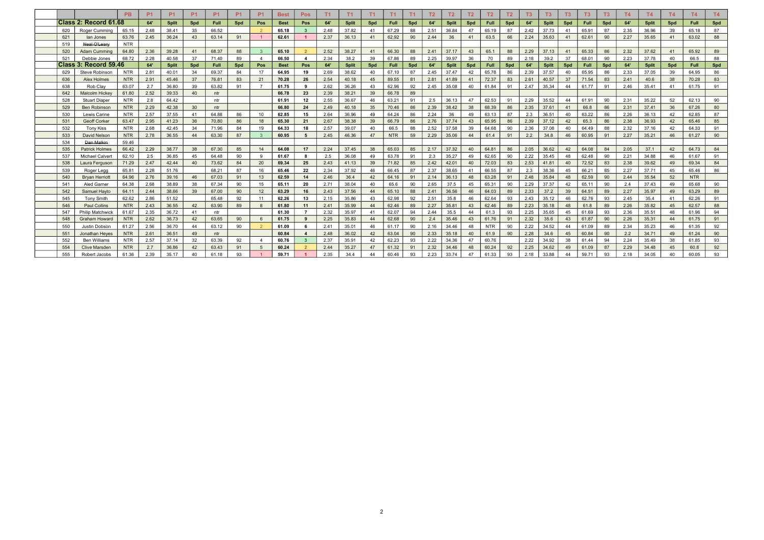| | | PB | P1 | P1 | P1 | P1 | P1 | P1 | Best | Pos | T1 | T1 | T1 | T1 | T1 | T2 | T2 | T2 | T2 | T2 | T3 | T3 | T3 | T3 | T3 | T4 | T4 | T4 | T4 | T4 |
|---|---|---|---|---|---|---|---|---|---|---|---|---|---|---|---|---|---|---|---|---|---|---|---|---|---|---|---|---|---|---|
| **Class 2: Record 61.68** | | | **64'** | **Split** | **Spd** | **Full** | **Spd** | **Pos** | **Best** | **Pos** | **64'** | **Split** | **Spd** | **Full** | **Spd** | **64'** | **Split** | **Spd** | **Full** | **Spd** | **64'** | **Split** | **Spd** | **Full** | **Spd** | **64'** | **Split** | **Spd** | **Full** | **Spd** |
| 620 | Roger Cumming | 65.15 | 2.48 | 38.41 | 35 | 66.52 | | 2 | **65.18** | **3** | 2.48 | 37.82 | 41 | 67.29 | 88 | 2.51 | 36.84 | 47 | 65.19 | 87 | 2.42 | 37.73 | 41 | 65.91 | 87 | 2.35 | 36.96 | 39 | 65.18 | 87 |
| 621 | Ian Jones | 63.76 | 2.45 | 36.24 | 43 | 63.14 | 91 | 1 | **62.61** | **1** | 2.37 | 36.13 | 41 | 62.92 | 90 | 2.44 | 36 | 41 | 63.5 | 66 | 2.24 | 35.63 | 41 | 62.61 | 90 | 2.27 | 35.65 | 41 | 63.02 | 88 |
| 519 | ~~Neal O'Leary~~ | NTR | | | | | | | | | | | | | | | | | | | | | | | | | | | | |
| 520 | Adam Cumming | 64.80 | 2.36 | 39.28 | 41 | 68.37 | 88 | 3 | **65.10** | **2** | 2.52 | 38.27 | 41 | 66.30 | 88 | 2.41 | 37.17 | 43 | 65.1 | 88 | 2.29 | 37.13 | 41 | 65.33 | 86 | 2.32 | 37.62 | 41 | 65.92 | 89 |
| 521 | Debbie Jones | 68.72 | 2.28 | 40.58 | 37 | 71.40 | 89 | 4 | **66.50** | **4** | 2.34 | 38.2 | 39 | 67.86 | 89 | 2.25 | 39.97 | 36 | 70 | 89 | 2.18 | 39.2 | 37 | 68.01 | 90 | 2.23 | 37.78 | 40 | 66.5 | 88 |
| **Class 3: Record 59.46** | | | **64'** | **Split** | **Spd** | **Full** | **Spd** | **Pos** | **Best** | **Pos** | **64'** | **Split** | **Spd** | **Full** | **Spd** | **64'** | **Split** | **Spd** | **Full** | **Spd** | **64'** | **Split** | **Spd** | **Full** | **Spd** | **64'** | **Split** | **Spd** | **Full** | **Spd** |
| 629 | Steve Robinson | NTR | 2.81 | 40.01 | 34 | 69.37 | 84 | 17 | **64.95** | **19** | 2.69 | 38.62 | 40 | 67.10 | 87 | 2.45 | 37.47 | 42 | 65.78 | 86 | 2.39 | 37.57 | 40 | 65.95 | 86 | 2.33 | 37.05 | 39 | 64.95 | 86 |
| 636 | Alex Holmes | NTR | 2.91 | 45.46 | 37 | 76.81 | 83 | 21 | **70.28** | **26** | 2.54 | 40.18 | 45 | 89.55 | 81 | 2.81 | 41.89 | 41 | 72.37 | 83 | 2.61 | 40.57 | 37 | 71.54 | 83 | 2.41 | 40.6 | 38 | 70.28 | 83 |
| 638 | Rob Clay | 63.07 | 2.7 | 36.80 | 39 | 63.82 | 91 | 7 | **61.75** | **9** | 2.62 | 36.26 | 43 | 62.96 | 92 | 2.45 | 35.08 | 40 | 61.84 | 91 | 2.47 | 35.34 | 44 | 61.77 | 91 | 2.46 | 35.41 | 41 | 61.75 | 91 |
| 642 | Malcolm Hickey | 61.80 | 2.52 | 39.33 | 40 | ntr | | | **66.78** | **23** | 2.39 | 38.21 | 39 | 66.78 | 89 | | | | | | | | | | | | | | | |
| 528 | Stuart Diaper | NTR | 2.8 | 64.42 | | ntr | | | **61.91** | **12** | 2.55 | 36.67 | 46 | 63.21 | 91 | 2.5 | 36.13 | 47 | 62.53 | 91 | 2.29 | 35.52 | 44 | 61.91 | 90 | 2.31 | 35.22 | 52 | 62.13 | 90 |
| 529 | Ben Robinson | NTR | 2.29 | 42.38 | 30 | ntr | | | **66.80** | **24** | 2.49 | 40.18 | 35 | 70.46 | 86 | 2.39 | 38.42 | 38 | 68.39 | 86 | 2.35 | 37.61 | 41 | 66.8 | 86 | 2.31 | 37.41 | 36 | 67.26 | 80 |
| 530 | Lewis Carine | NTR | 2.57 | 37.55 | 41 | 64.88 | 86 | 10 | **62.85** | **15** | 2.64 | 36.96 | 49 | 64.24 | 86 | 2.24 | 36 | 49 | 63.13 | 87 | 2.3 | 36.51 | 40 | 63.22 | 86 | 2.26 | 36.13 | 42 | 62.85 | 87 |
| 531 | Geoff Corker | 63.47 | 2.95 | 41.23 | 36 | 70.80 | 86 | 18 | **65.30** | **21** | 2.67 | 38.38 | 39 | 66.79 | 86 | 2.76 | 37.74 | 43 | 65.95 | 86 | 2.39 | 37.12 | 42 | 65.3 | 86 | 2.38 | 36.93 | 42 | 65.46 | 85 |
| 532 | Tony Kiss | NTR | 2.68 | 42.45 | 34 | 71.96 | 84 | 19 | **64.33** | **18** | 2.57 | 39.07 | 40 | 66.5 | 88 | 2.52 | 37.58 | 39 | 64.68 | 90 | 2.36 | 37.08 | 40 | 64.49 | 88 | 2.32 | 37.16 | 42 | 64.33 | 91 |
| 533 | David Nelson | NTR | 2.78 | 36.55 | 44 | 63.30 | 87 | 3 | **60.95** | **5** | 2.45 | 46.36 | 47 | NTR | 59 | 2.29 | 35.06 | 44 | 61.4 | 91 | 2.2 | 34.8 | 46 | 60.95 | 91 | 2.27 | 35.21 | 46 | 61.27 | 90 |
| 534 | ~~Dan Malkin~~ | 59.46 | | | | | | | | | | | | | | | | | | | | | | | | | | | | |
| 535 | Patrick Holmes | 66.42 | 2.29 | 38.77 | 38 | 67.30 | 85 | 14 | **64.08** | **17** | 2.24 | 37.45 | 38 | 65.03 | 85 | 2.17 | 37.32 | 40 | 64.81 | 86 | 2.05 | 36.62 | 42 | 64.08 | 84 | 2.05 | 37.1 | 42 | 64.73 | 84 |
| 537 | Michael Calvert | 62.10 | 2.5 | 36.85 | 45 | 64.48 | 90 | 9 | **61.67** | **8** | 2.5 | 36.08 | 49 | 63.78 | 91 | 2.3 | 35.27 | 49 | 62.65 | 90 | 2.22 | 35.45 | 48 | 62.48 | 90 | 2.21 | 34.88 | 46 | 61.67 | 91 |
| 538 | Laura Ferguson | 71.29 | 2.47 | 42.44 | 40 | 73.62 | 84 | 20 | **69.34** | **25** | 2.43 | 41.13 | 39 | 71.82 | 85 | 2.42 | 42.01 | 40 | 72.03 | 83 | 2.53 | 41.81 | 40 | 72.52 | 83 | 2.38 | 39.62 | 49 | 69.34 | 84 |
| 539 | Roger Legg | 65.81 | 2.28 | 51.76 | | 68.21 | 87 | 16 | **65.46** | **22** | 2.34 | 37.92 | 46 | 66.45 | 87 | 2.37 | 38.65 | 41 | 66.55 | 87 | 2.3 | 38.36 | 45 | 66.21 | 85 | 2.27 | 37.71 | 45 | 65.46 | 86 |
| 540 | Bryan Herriott | 64.96 | 2.76 | 39.16 | 46 | 67.03 | 91 | 13 | **62.59** | **14** | 2.46 | 36.4 | 42 | 64.16 | 91 | 2.14 | 36.13 | 48 | 63.28 | 91 | 2.48 | 35.84 | 48 | 62.59 | 90 | 2.44 | 35.54 | 52 | NTR | |
| 541 | Aled Garner | 64.38 | 2.68 | 38.89 | 38 | 67.34 | 90 | 15 | **65.11** | **20** | 2.71 | 38.04 | 40 | 65.6 | 90 | 2.65 | 37.5 | 45 | 65.31 | 90 | 2.29 | 37.37 | 42 | 65.11 | 90 | 2.4 | 37.43 | 49 | 65.68 | 90 |
| 542 | Samuel Hayto | 64.11 | 2.44 | 38.66 | 39 | 67.00 | 90 | 12 | **63.29** | **16** | 2.43 | 37.56 | 44 | 65.10 | 88 | 2.41 | 36.56 | 46 | 64.03 | 89 | 2.33 | 37.2 | 39 | 64.51 | 89 | 2.27 | 35.97 | 49 | 63.29 | 89 |
| 545 | Tony Smith | 62.62 | 2.86 | 51.52 | | 65.48 | 92 | 11 | **62.26** | **13** | 2.15 | 35.86 | 43 | 62.98 | 92 | 2.51 | 35.8 | 46 | 62.64 | 93 | 2.43 | 35.12 | 46 | 62.76 | 93 | 2.45 | 35.4 | 41 | 62.26 | 91 |
| 546 | Paul Collins | NTR | 2.43 | 36.55 | 42 | 63.90 | 89 | 8 | **61.80** | **11** | 2.41 | 35.99 | 44 | 62.46 | 89 | 2.27 | 35.81 | 43 | 62.46 | 89 | 2.23 | 35.18 | 48 | 61.8 | 89 | 2.26 | 35.82 | 45 | 62.57 | 88 |
| 547 | Philip Matchwick | 61.67 | 2.35 | 36.72 | 41 | ntr | | | **61.30** | **7** | 2.32 | 35.97 | 41 | 62.07 | 94 | 2.44 | 35.5 | 44 | 61.3 | 93 | 2.25 | 35.65 | 45 | 61.69 | 93 | 2.36 | 35.51 | 48 | 61.96 | 94 |
| 548 | Graham Howard | NTR | 2.62 | 36.73 | 42 | 63.65 | 90 | 6 | **61.75** | **9** | 2.25 | 35.83 | 44 | 62.68 | 90 | 2.4 | 35.46 | 43 | 61.76 | 91 | 2.32 | 35.6 | 43 | 61.87 | 90 | 2.26 | 35.31 | 44 | 61.75 | 91 |
| 550 | Justin Dobson | 61.27 | 2.56 | 36.70 | 44 | 63.12 | 90 | 2 | **61.09** | **6** | 2.41 | 35.01 | 46 | 61.17 | 90 | 2.16 | 34.46 | 48 | NTR | 90 | 2.22 | 34.52 | 44 | 61.09 | 89 | 2.34 | 35.23 | 46 | 61.35 | 92 |
| 551 | Jonathan Heyes | NTR | 2.61 | 36.51 | 49 | ntr | | | **60.84** | **4** | 2.48 | 36.02 | 42 | 63.04 | 90 | 2.33 | 35.18 | 40 | 61.9 | 90 | 2.28 | 34.6 | 45 | 60.84 | 90 | 2.2 | 34.71 | 49 | 61.24 | 90 |
| 552 | Ben Williams | NTR | 2.57 | 37.14 | 32 | 63.39 | 92 | 4 | **60.76** | **3** | 2.37 | 35.91 | 42 | 62.23 | 93 | 2.22 | 34.36 | 47 | 60.76 | | 2.22 | 34.92 | 38 | 61.44 | 94 | 2.24 | 35.49 | 38 | 61.85 | 93 |
| 554 | Clive Marsden | NTR | 2.7 | 36.86 | 42 | 63.43 | 91 | 5 | **60.24** | **2** | 2.44 | 35.27 | 47 | 61.32 | 91 | 2.32 | 34.46 | 48 | 60.24 | 92 | 2.25 | 34.62 | 49 | 61.09 | 87 | 2.29 | 34.48 | 45 | 60.8 | 92 |
| 555 | Robert Jacobs | 61.36 | 2.39 | 35.17 | 40 | 61.18 | 93 | 1 | **59.71** | **1** | 2.35 | 34.4 | 44 | 60.46 | 93 | 2.23 | 33.74 | 47 | 61.33 | 93 | 2.18 | 33.88 | 44 | 59.71 | 93 | 2.18 | 34.05 | 40 | 60.05 | 93 |